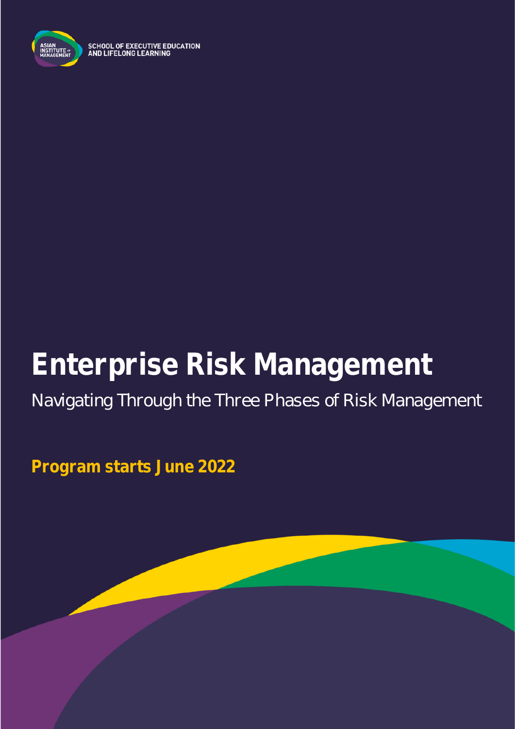ASIAN INSTITUTE OF MANAGEMENT

SCHOOL OF EXECUTIVE EDUCATION AND LIFELONG LEARNING

# Enterprise Risk Management

Navigating Through the Three Phases of Risk Management

**Program starts June 2022**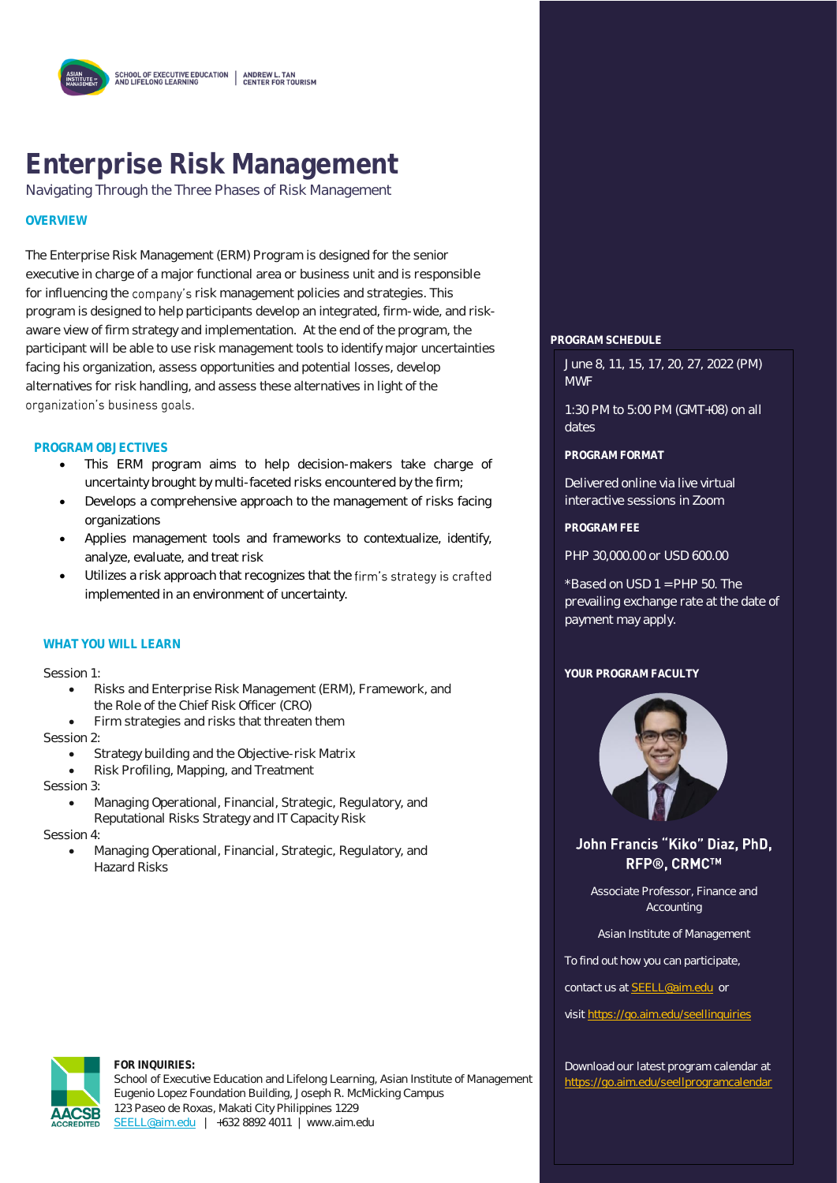SCHOOL OF EXECUTIVE EDUCATION AND LIFELONG LEARNING | ANDREW L. TAN CENTER FOR TOURISM

# Enterprise Risk Management

Navigating Through the Three Phases of Risk Management

## OVERVIEW

The Enterprise Risk Management (ERM) Program is designed for the senior executive in charge of a major functional area or business unit and is responsible for influencing the company's risk management policies and strategies. This program is designed to help participants develop an integrated, firm-wide, and risk-aware view of firm strategy and implementation. At the end of the program, the participant will be able to use risk management tools to identify major uncertainties facing his organization, assess opportunities and potential losses, develop alternatives for risk handling, and assess these alternatives in light of the organization's business goals.

## PROGRAM OBJECTIVES

- This ERM program aims to help decision-makers take charge of uncertainty brought by multi-faceted risks encountered by the firm;
- Develops a comprehensive approach to the management of risks facing organizations
- Applies management tools and frameworks to contextualize, identify, analyze, evaluate, and treat risk
- Utilizes a risk approach that recognizes that the firm's strategy is crafted implemented in an environment of uncertainty.

## WHAT YOU WILL LEARN

Session 1:

- Risks and Enterprise Risk Management (ERM), Framework, and the Role of the Chief Risk Officer (CRO)
- Firm strategies and risks that threaten them

Session 2:

- Strategy building and the Objective-risk Matrix
- Risk Profiling, Mapping, and Treatment

Session 3:

- Managing Operational, Financial, Strategic, Regulatory, and Reputational Risks Strategy and IT Capacity Risk

Session 4:

- Managing Operational, Financial, Strategic, Regulatory, and Hazard Risks

## PROGRAM SCHEDULE

June 8, 11, 15, 17, 20, 27, 2022 (PM) MWF

1:30 PM to 5:00 PM (GMT+08) on all dates

### PROGRAM FORMAT

Delivered online via live virtual interactive sessions in Zoom

### PROGRAM FEE

PHP 30,000.00 or USD 600.00

*Based on USD 1 = PHP 50. The prevailing exchange rate at the date of payment may apply.

### YOUR PROGRAM FACULTY

**John Francis "Kiko" Diaz, PhD, RFP®, CRMC™**

Associate Professor, Finance and Accounting

Asian Institute of Management

To find out how you can participate,

contact us at SEELL@aim.edu or

visit https://go.aim.edu/seellinquiries

Download our latest program calendar at https://go.aim.edu/seellprogramcalendar

**FOR INQUIRIES:**
School of Executive Education and Lifelong Learning, Asian Institute of Management
Eugenio Lopez Foundation Building, Joseph R. McMicking Campus
123 Paseo de Roxas, Makati City Philippines 1229
SEELL@aim.edu | +632 8892 4011 | www.aim.edu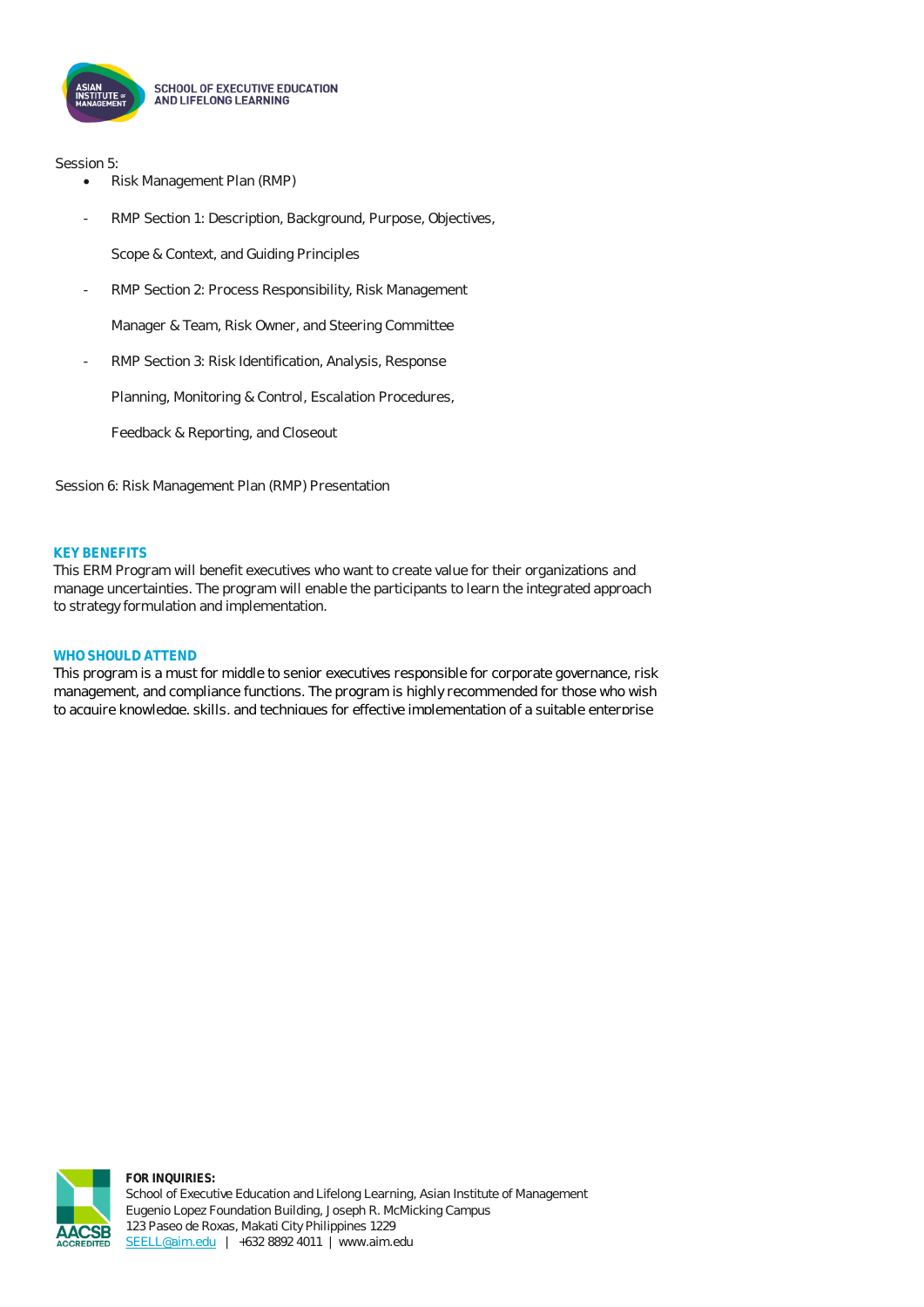Session 5:

- Risk Management Plan (RMP)
  - RMP Section 1: Description, Background, Purpose, Objectives, Scope & Context, and Guiding Principles
  - RMP Section 2: Process Responsibility, Risk Management Manager & Team, Risk Owner, and Steering Committee
  - RMP Section 3: Risk Identification, Analysis, Response Planning, Monitoring & Control, Escalation Procedures, Feedback & Reporting, and Closeout

Session 6: Risk Management Plan (RMP) Presentation

### KEY BENEFITS

This ERM Program will benefit executives who want to create value for their organizations and manage uncertainties. The program will enable the participants to learn the integrated approach to strategy formulation and implementation.

### WHO SHOULD ATTEND

This program is a must for middle to senior executives responsible for corporate governance, risk management, and compliance functions. The program is highly recommended for those who wish to acquire knowledge, skills, and techniques for effective implementation of a suitable enterprise

**FOR INQUIRIES:**
School of Executive Education and Lifelong Learning, Asian Institute of Management
Eugenio Lopez Foundation Building, Joseph R. McMicking Campus
123 Paseo de Roxas, Makati City Philippines 1229
SEELL@aim.edu | +632 8892 4011 | www.aim.edu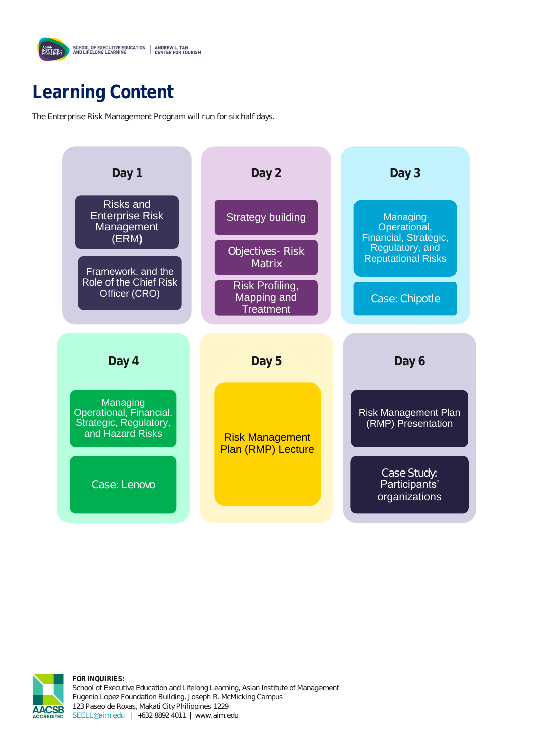# Learning Content

The Enterprise Risk Management Program will run for six half days.

### Day 1

- Risks and Enterprise Risk Management (ERM)
- Framework, and the Role of the Chief Risk Officer (CRO)

### Day 2

- Strategy building
- Objectives- Risk Matrix
- Risk Profiling, Mapping and Treatment

### Day 3

- Managing Operational, Financial, Strategic, Regulatory, and Reputational Risks
- Case: Chipotle

### Day 4

- Managing Operational, Financial, Strategic, Regulatory, and Hazard Risks
- Case: Lenovo

### Day 5

- Risk Management Plan (RMP) Lecture

### Day 6

- Risk Management Plan (RMP) Presentation
- Case Study: Participants' organizations

**FOR INQUIRIES:**
School of Executive Education and Lifelong Learning, Asian Institute of Management
Eugenio Lopez Foundation Building, Joseph R. McMicking Campus
123 Paseo de Roxas, Makati City Philippines 1229
SEELL@aim.edu | +632 8892 4011 | www.aim.edu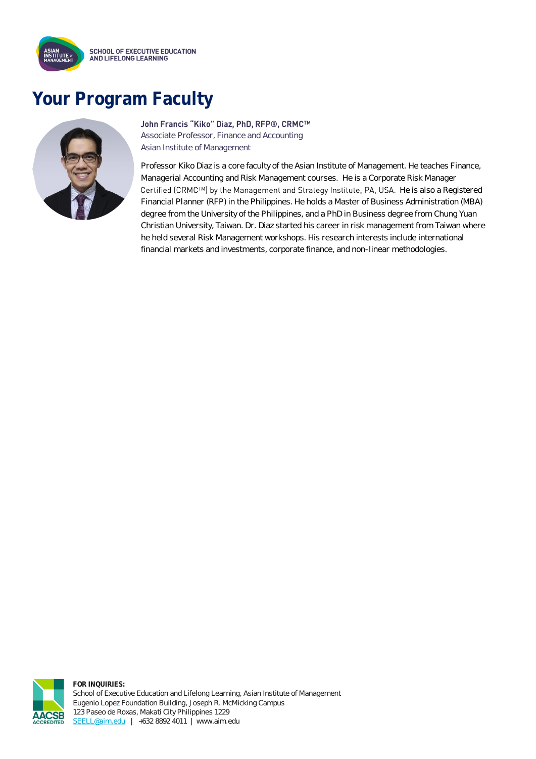# Your Program Faculty

**John Francis "Kiko" Diaz, PhD, RFP®, CRMC™**
Associate Professor, Finance and Accounting
Asian Institute of Management

Professor Kiko Diaz is a core faculty of the Asian Institute of Management. He teaches Finance, Managerial Accounting and Risk Management courses. He is a Corporate Risk Manager Certified (CRMC™) by the Management and Strategy Institute, PA, USA. He is also a Registered Financial Planner (RFP) in the Philippines. He holds a Master of Business Administration (MBA) degree from the University of the Philippines, and a PhD in Business degree from Chung Yuan Christian University, Taiwan. Dr. Diaz started his career in risk management from Taiwan where he held several Risk Management workshops. His research interests include international financial markets and investments, corporate finance, and non-linear methodologies.

**FOR INQUIRIES:**
School of Executive Education and Lifelong Learning, Asian Institute of Management
Eugenio Lopez Foundation Building, Joseph R. McMicking Campus
123 Paseo de Roxas, Makati City Philippines 1229
SEELL@aim.edu | +632 8892 4011 | www.aim.edu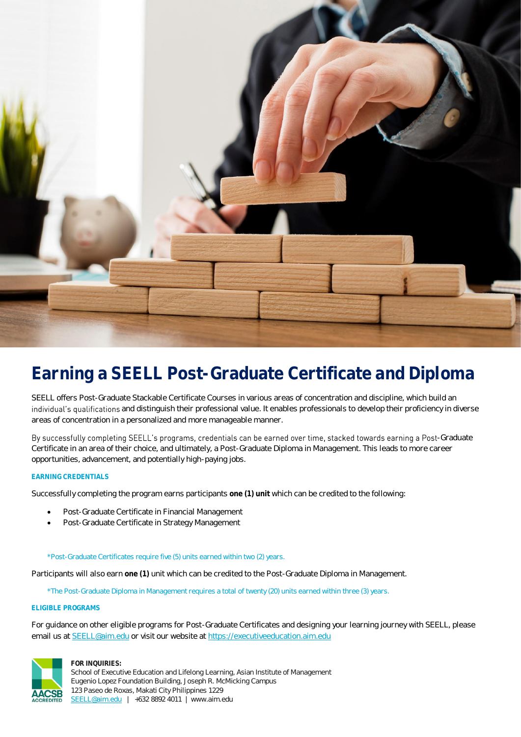# Earning a SEELL Post-Graduate Certificate and Diploma

SEELL offers Post-Graduate Stackable Certificate Courses in various areas of concentration and discipline, which build an individual's qualifications and distinguish their professional value. It enables professionals to develop their proficiency in diverse areas of concentration in a personalized and more manageable manner.

By successfully completing SEELL's programs, credentials can be earned over time, stacked towards earning a Post-Graduate Certificate in an area of their choice, and ultimately, a Post-Graduate Diploma in Management. This leads to more career opportunities, advancement, and potentially high-paying jobs.

**EARNING CREDENTIALS**

Successfully completing the program earns participants **one (1) unit** which can be credited to the following:

- Post-Graduate Certificate in Financial Management
- Post-Graduate Certificate in Strategy Management

*Post-Graduate Certificates require five (5) units earned within two (2) years.

Participants will also earn **one (1)** unit which can be credited to the Post-Graduate Diploma in Management.

*The Post-Graduate Diploma in Management requires a total of twenty (20) units earned within three (3) years.

**ELIGIBLE PROGRAMS**

For guidance on other eligible programs for Post-Graduate Certificates and designing your learning journey with SEELL, please email us at SEELL@aim.edu or visit our website at https://executiveeducation.aim.edu

**FOR INQUIRIES:**
School of Executive Education and Lifelong Learning, Asian Institute of Management
Eugenio Lopez Foundation Building, Joseph R. McMicking Campus
123 Paseo de Roxas, Makati City Philippines 1229
SEELL@aim.edu | +632 8892 4011 | www.aim.edu